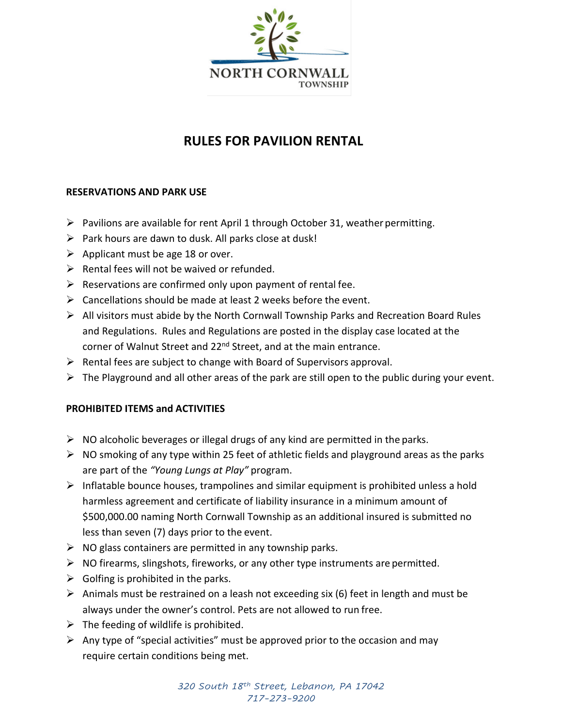NORTH CORNWALL
TOWNSHIP

# RULES FOR PAVILION RENTAL

## RESERVATIONS AND PARK USE

- Pavilions are available for rent April 1 through October 31, weather permitting.
- Park hours are dawn to dusk. All parks close at dusk!
- Applicant must be age 18 or over.
- Rental fees will not be waived or refunded.
- Reservations are confirmed only upon payment of rental fee.
- Cancellations should be made at least 2 weeks before the event.
- All visitors must abide by the North Cornwall Township Parks and Recreation Board Rules and Regulations. Rules and Regulations are posted in the display case located at the corner of Walnut Street and 22nd Street, and at the main entrance.
- Rental fees are subject to change with Board of Supervisors approval.
- The Playground and all other areas of the park are still open to the public during your event.

## PROHIBITED ITEMS and ACTIVITIES

- NO alcoholic beverages or illegal drugs of any kind are permitted in the parks.
- NO smoking of any type within 25 feet of athletic fields and playground areas as the parks are part of the *"Young Lungs at Play"* program.
- Inflatable bounce houses, trampolines and similar equipment is prohibited unless a hold harmless agreement and certificate of liability insurance in a minimum amount of $500,000.00 naming North Cornwall Township as an additional insured is submitted no less than seven (7) days prior to the event.
- NO glass containers are permitted in any township parks.
- NO firearms, slingshots, fireworks, or any other type instruments are permitted.
- Golfing is prohibited in the parks.
- Animals must be restrained on a leash not exceeding six (6) feet in length and must be always under the owner's control. Pets are not allowed to run free.
- The feeding of wildlife is prohibited.
- Any type of "special activities" must be approved prior to the occasion and may require certain conditions being met.

*320 South 18th Street, Lebanon, PA 17042*
*717-273-9200*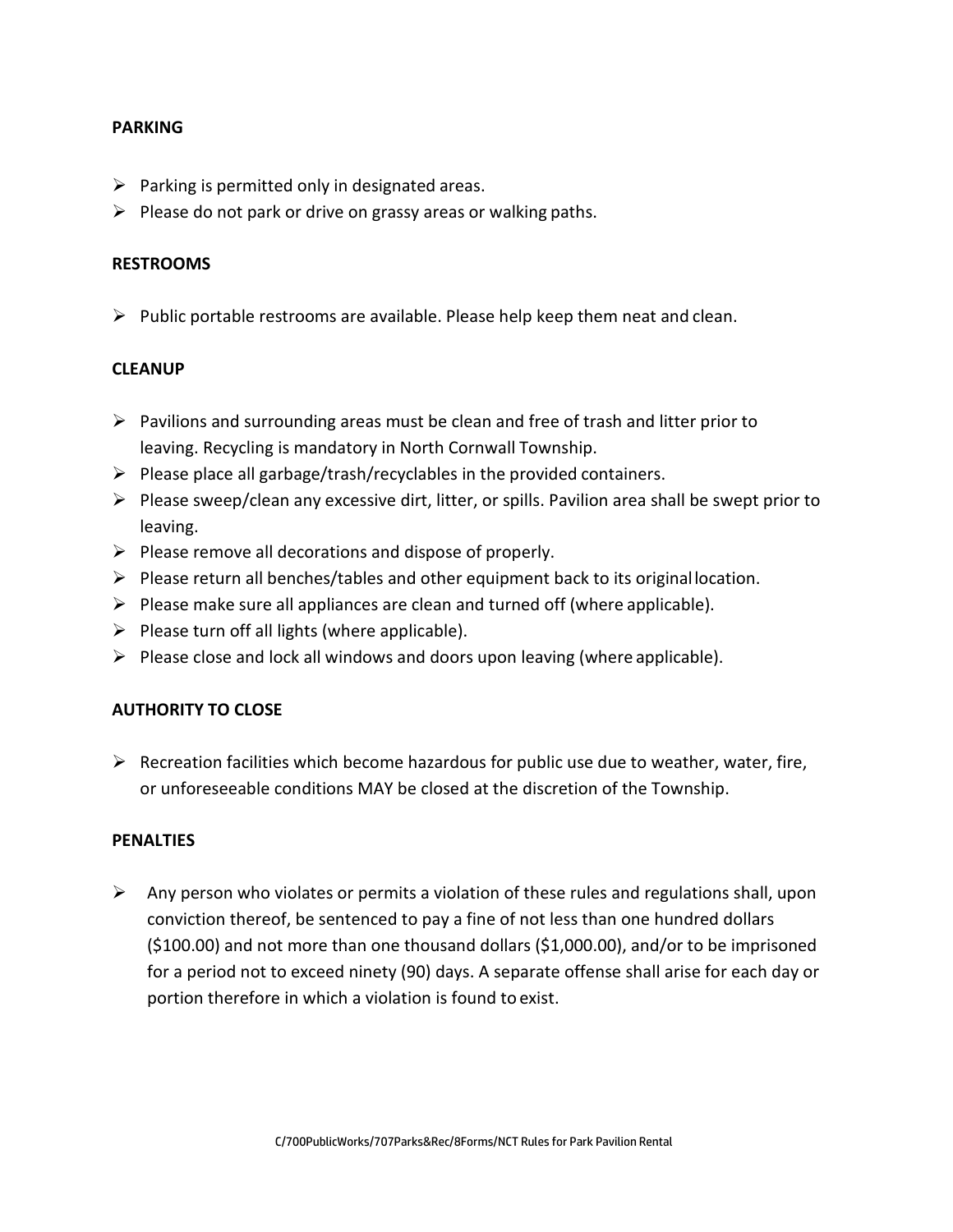**PARKING**

- Parking is permitted only in designated areas.
- Please do not park or drive on grassy areas or walking paths.

**RESTROOMS**

- Public portable restrooms are available. Please help keep them neat and clean.

**CLEANUP**

- Pavilions and surrounding areas must be clean and free of trash and litter prior to leaving. Recycling is mandatory in North Cornwall Township.
- Please place all garbage/trash/recyclables in the provided containers.
- Please sweep/clean any excessive dirt, litter, or spills. Pavilion area shall be swept prior to leaving.
- Please remove all decorations and dispose of properly.
- Please return all benches/tables and other equipment back to its original location.
- Please make sure all appliances are clean and turned off (where applicable).
- Please turn off all lights (where applicable).
- Please close and lock all windows and doors upon leaving (where applicable).

**AUTHORITY TO CLOSE**

- Recreation facilities which become hazardous for public use due to weather, water, fire, or unforeseeable conditions MAY be closed at the discretion of the Township.

**PENALTIES**

- Any person who violates or permits a violation of these rules and regulations shall, upon conviction thereof, be sentenced to pay a fine of not less than one hundred dollars ($100.00) and not more than one thousand dollars ($1,000.00), and/or to be imprisoned for a period not to exceed ninety (90) days. A separate offense shall arise for each day or portion therefore in which a violation is found to exist.

C/700PublicWorks/707Parks&Rec/8Forms/NCT Rules for Park Pavilion Rental